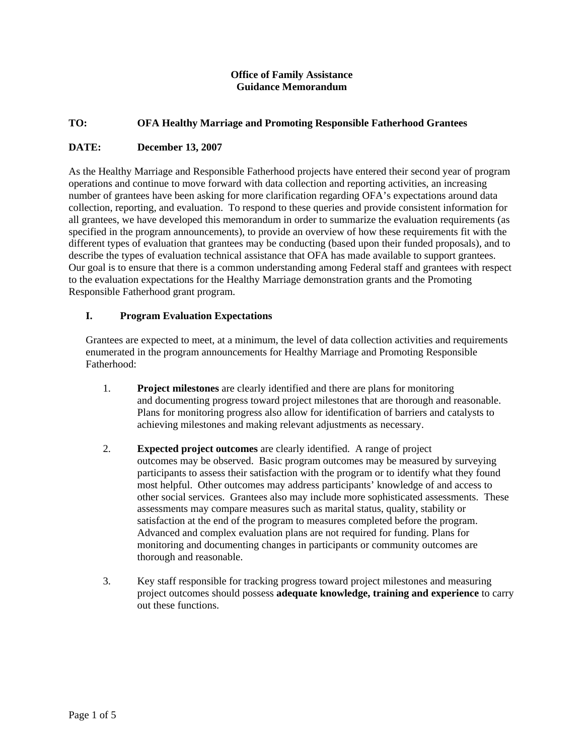**Office of Family Assistance**
**Guidance Memorandum**

**TO:** **OFA Healthy Marriage and Promoting Responsible Fatherhood Grantees**

**DATE:** **December 13, 2007**

As the Healthy Marriage and Responsible Fatherhood projects have entered their second year of program operations and continue to move forward with data collection and reporting activities, an increasing number of grantees have been asking for more clarification regarding OFA's expectations around data collection, reporting, and evaluation. To respond to these queries and provide consistent information for all grantees, we have developed this memorandum in order to summarize the evaluation requirements (as specified in the program announcements), to provide an overview of how these requirements fit with the different types of evaluation that grantees may be conducting (based upon their funded proposals), and to describe the types of evaluation technical assistance that OFA has made available to support grantees. Our goal is to ensure that there is a common understanding among Federal staff and grantees with respect to the evaluation expectations for the Healthy Marriage demonstration grants and the Promoting Responsible Fatherhood grant program.

## I. Program Evaluation Expectations

Grantees are expected to meet, at a minimum, the level of data collection activities and requirements enumerated in the program announcements for Healthy Marriage and Promoting Responsible Fatherhood:

1. **Project milestones** are clearly identified and there are plans for monitoring and documenting progress toward project milestones that are thorough and reasonable. Plans for monitoring progress also allow for identification of barriers and catalysts to achieving milestones and making relevant adjustments as necessary.

2. **Expected project outcomes** are clearly identified. A range of project outcomes may be observed. Basic program outcomes may be measured by surveying participants to assess their satisfaction with the program or to identify what they found most helpful. Other outcomes may address participants' knowledge of and access to other social services. Grantees also may include more sophisticated assessments. These assessments may compare measures such as marital status, quality, stability or satisfaction at the end of the program to measures completed before the program. Advanced and complex evaluation plans are not required for funding. Plans for monitoring and documenting changes in participants or community outcomes are thorough and reasonable.

3. Key staff responsible for tracking progress toward project milestones and measuring project outcomes should possess **adequate knowledge, training and experience** to carry out these functions.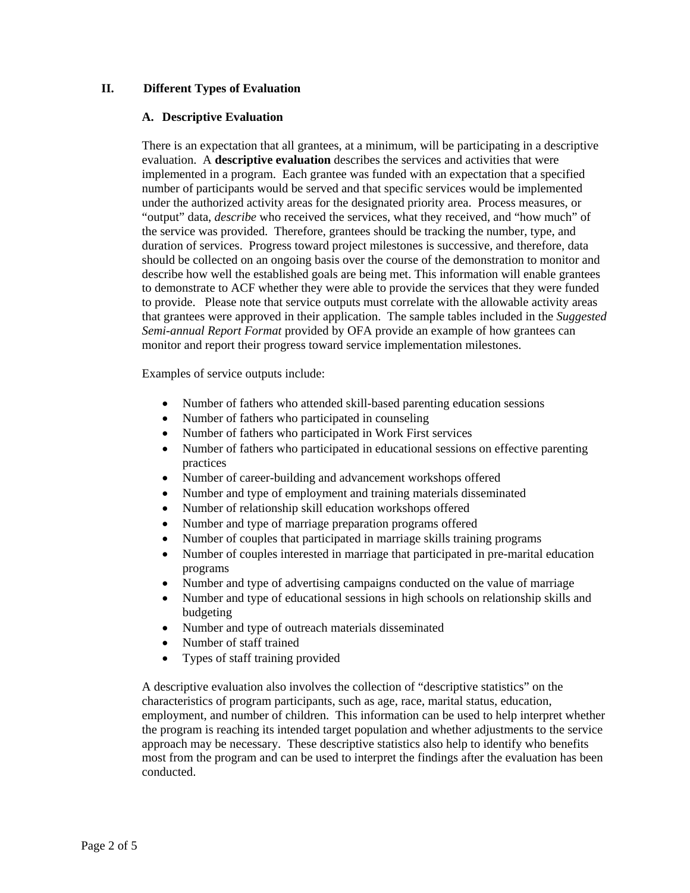## II. Different Types of Evaluation

### A. Descriptive Evaluation

There is an expectation that all grantees, at a minimum, will be participating in a descriptive evaluation. A **descriptive evaluation** describes the services and activities that were implemented in a program. Each grantee was funded with an expectation that a specified number of participants would be served and that specific services would be implemented under the authorized activity areas for the designated priority area. Process measures, or "output" data, *describe* who received the services, what they received, and "how much" of the service was provided. Therefore, grantees should be tracking the number, type, and duration of services. Progress toward project milestones is successive, and therefore, data should be collected on an ongoing basis over the course of the demonstration to monitor and describe how well the established goals are being met. This information will enable grantees to demonstrate to ACF whether they were able to provide the services that they were funded to provide. Please note that service outputs must correlate with the allowable activity areas that grantees were approved in their application. The sample tables included in the *Suggested Semi-annual Report Format* provided by OFA provide an example of how grantees can monitor and report their progress toward service implementation milestones.

Examples of service outputs include:

- Number of fathers who attended skill-based parenting education sessions
- Number of fathers who participated in counseling
- Number of fathers who participated in Work First services
- Number of fathers who participated in educational sessions on effective parenting practices
- Number of career-building and advancement workshops offered
- Number and type of employment and training materials disseminated
- Number of relationship skill education workshops offered
- Number and type of marriage preparation programs offered
- Number of couples that participated in marriage skills training programs
- Number of couples interested in marriage that participated in pre-marital education programs
- Number and type of advertising campaigns conducted on the value of marriage
- Number and type of educational sessions in high schools on relationship skills and budgeting
- Number and type of outreach materials disseminated
- Number of staff trained
- Types of staff training provided

A descriptive evaluation also involves the collection of "descriptive statistics" on the characteristics of program participants, such as age, race, marital status, education, employment, and number of children. This information can be used to help interpret whether the program is reaching its intended target population and whether adjustments to the service approach may be necessary. These descriptive statistics also help to identify who benefits most from the program and can be used to interpret the findings after the evaluation has been conducted.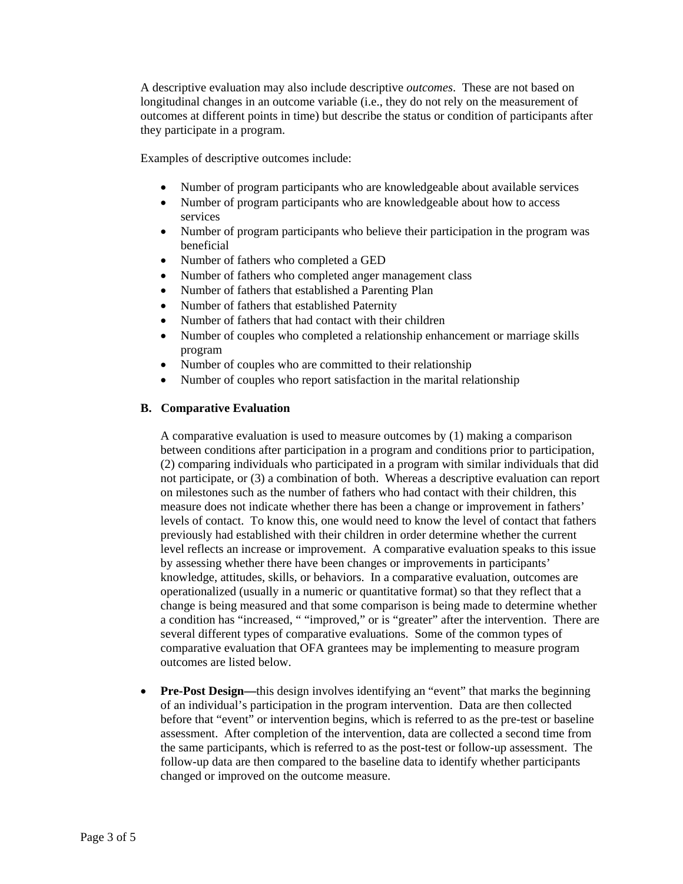A descriptive evaluation may also include descriptive *outcomes*. These are not based on longitudinal changes in an outcome variable (i.e., they do not rely on the measurement of outcomes at different points in time) but describe the status or condition of participants after they participate in a program.

Examples of descriptive outcomes include:

- Number of program participants who are knowledgeable about available services
- Number of program participants who are knowledgeable about how to access services
- Number of program participants who believe their participation in the program was beneficial
- Number of fathers who completed a GED
- Number of fathers who completed anger management class
- Number of fathers that established a Parenting Plan
- Number of fathers that established Paternity
- Number of fathers that had contact with their children
- Number of couples who completed a relationship enhancement or marriage skills program
- Number of couples who are committed to their relationship
- Number of couples who report satisfaction in the marital relationship

### B. Comparative Evaluation

A comparative evaluation is used to measure outcomes by (1) making a comparison between conditions after participation in a program and conditions prior to participation, (2) comparing individuals who participated in a program with similar individuals that did not participate, or (3) a combination of both. Whereas a descriptive evaluation can report on milestones such as the number of fathers who had contact with their children, this measure does not indicate whether there has been a change or improvement in fathers' levels of contact. To know this, one would need to know the level of contact that fathers previously had established with their children in order determine whether the current level reflects an increase or improvement. A comparative evaluation speaks to this issue by assessing whether there have been changes or improvements in participants' knowledge, attitudes, skills, or behaviors. In a comparative evaluation, outcomes are operationalized (usually in a numeric or quantitative format) so that they reflect that a change is being measured and that some comparison is being made to determine whether a condition has "increased, " "improved," or is "greater" after the intervention. There are several different types of comparative evaluations. Some of the common types of comparative evaluation that OFA grantees may be implementing to measure program outcomes are listed below.

- **Pre-Post Design—**this design involves identifying an "event" that marks the beginning of an individual's participation in the program intervention. Data are then collected before that "event" or intervention begins, which is referred to as the pre-test or baseline assessment. After completion of the intervention, data are collected a second time from the same participants, which is referred to as the post-test or follow-up assessment. The follow-up data are then compared to the baseline data to identify whether participants changed or improved on the outcome measure.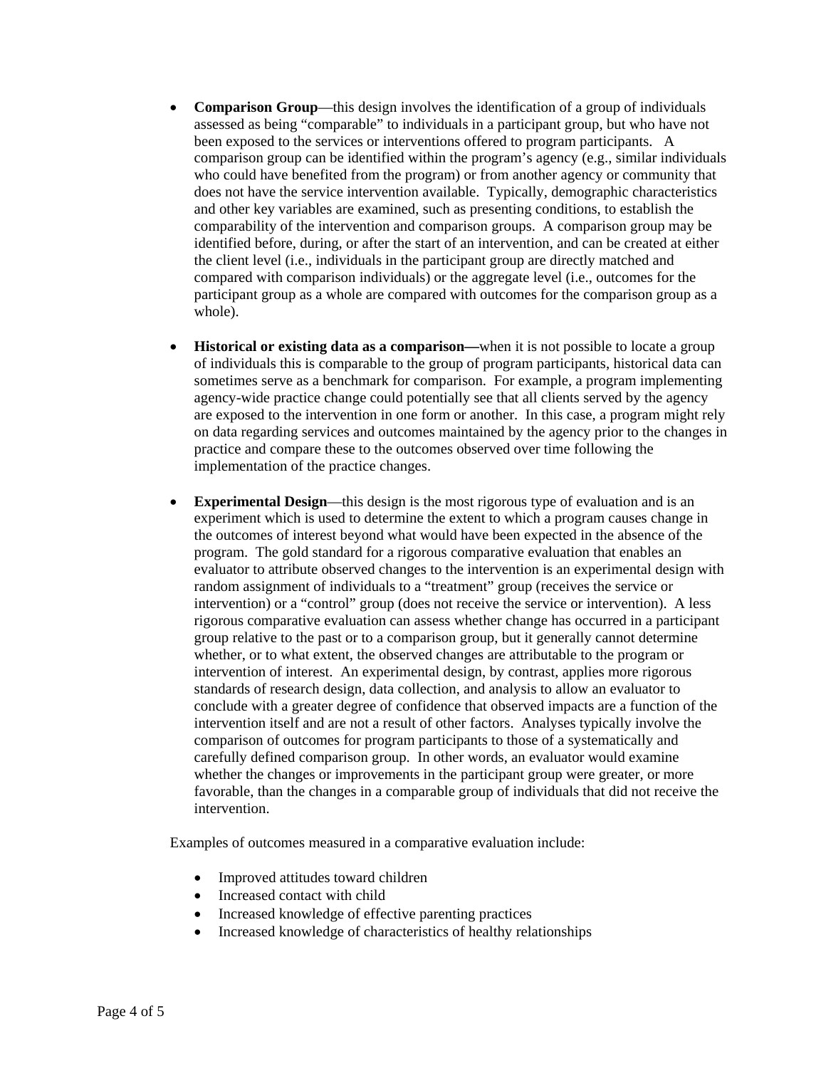- **Comparison Group**—this design involves the identification of a group of individuals assessed as being "comparable" to individuals in a participant group, but who have not been exposed to the services or interventions offered to program participants. A comparison group can be identified within the program's agency (e.g., similar individuals who could have benefited from the program) or from another agency or community that does not have the service intervention available. Typically, demographic characteristics and other key variables are examined, such as presenting conditions, to establish the comparability of the intervention and comparison groups. A comparison group may be identified before, during, or after the start of an intervention, and can be created at either the client level (i.e., individuals in the participant group are directly matched and compared with comparison individuals) or the aggregate level (i.e., outcomes for the participant group as a whole are compared with outcomes for the comparison group as a whole).

- **Historical or existing data as a comparison—**when it is not possible to locate a group of individuals this is comparable to the group of program participants, historical data can sometimes serve as a benchmark for comparison. For example, a program implementing agency-wide practice change could potentially see that all clients served by the agency are exposed to the intervention in one form or another. In this case, a program might rely on data regarding services and outcomes maintained by the agency prior to the changes in practice and compare these to the outcomes observed over time following the implementation of the practice changes.

- **Experimental Design**—this design is the most rigorous type of evaluation and is an experiment which is used to determine the extent to which a program causes change in the outcomes of interest beyond what would have been expected in the absence of the program. The gold standard for a rigorous comparative evaluation that enables an evaluator to attribute observed changes to the intervention is an experimental design with random assignment of individuals to a "treatment" group (receives the service or intervention) or a "control" group (does not receive the service or intervention). A less rigorous comparative evaluation can assess whether change has occurred in a participant group relative to the past or to a comparison group, but it generally cannot determine whether, or to what extent, the observed changes are attributable to the program or intervention of interest. An experimental design, by contrast, applies more rigorous standards of research design, data collection, and analysis to allow an evaluator to conclude with a greater degree of confidence that observed impacts are a function of the intervention itself and are not a result of other factors. Analyses typically involve the comparison of outcomes for program participants to those of a systematically and carefully defined comparison group. In other words, an evaluator would examine whether the changes or improvements in the participant group were greater, or more favorable, than the changes in a comparable group of individuals that did not receive the intervention.

Examples of outcomes measured in a comparative evaluation include:

- Improved attitudes toward children
- Increased contact with child
- Increased knowledge of effective parenting practices
- Increased knowledge of characteristics of healthy relationships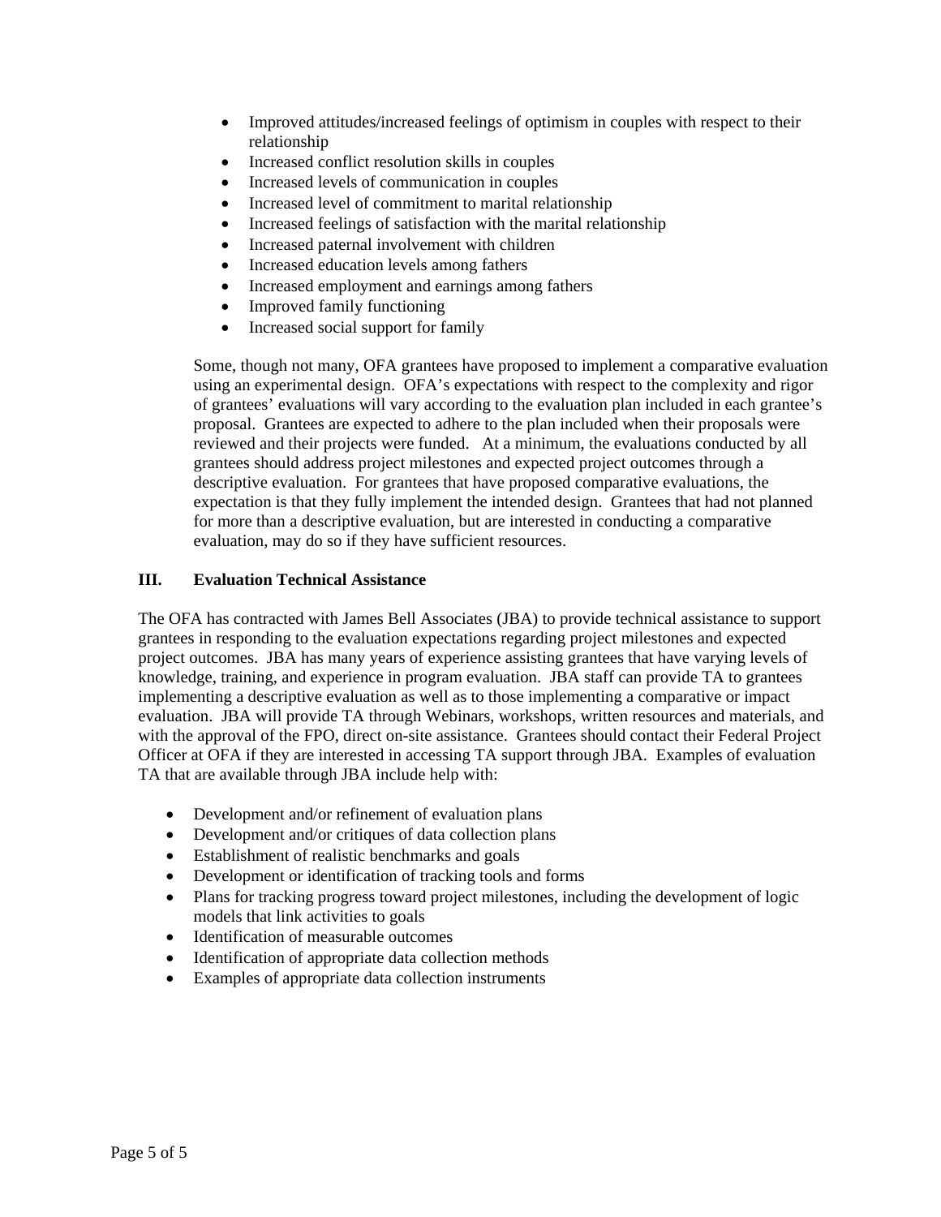- Improved attitudes/increased feelings of optimism in couples with respect to their relationship
- Increased conflict resolution skills in couples
- Increased levels of communication in couples
- Increased level of commitment to marital relationship
- Increased feelings of satisfaction with the marital relationship
- Increased paternal involvement with children
- Increased education levels among fathers
- Increased employment and earnings among fathers
- Improved family functioning
- Increased social support for family

Some, though not many, OFA grantees have proposed to implement a comparative evaluation using an experimental design. OFA's expectations with respect to the complexity and rigor of grantees' evaluations will vary according to the evaluation plan included in each grantee's proposal. Grantees are expected to adhere to the plan included when their proposals were reviewed and their projects were funded. At a minimum, the evaluations conducted by all grantees should address project milestones and expected project outcomes through a descriptive evaluation. For grantees that have proposed comparative evaluations, the expectation is that they fully implement the intended design. Grantees that had not planned for more than a descriptive evaluation, but are interested in conducting a comparative evaluation, may do so if they have sufficient resources.

## III. Evaluation Technical Assistance

The OFA has contracted with James Bell Associates (JBA) to provide technical assistance to support grantees in responding to the evaluation expectations regarding project milestones and expected project outcomes. JBA has many years of experience assisting grantees that have varying levels of knowledge, training, and experience in program evaluation. JBA staff can provide TA to grantees implementing a descriptive evaluation as well as to those implementing a comparative or impact evaluation. JBA will provide TA through Webinars, workshops, written resources and materials, and with the approval of the FPO, direct on-site assistance. Grantees should contact their Federal Project Officer at OFA if they are interested in accessing TA support through JBA. Examples of evaluation TA that are available through JBA include help with:

- Development and/or refinement of evaluation plans
- Development and/or critiques of data collection plans
- Establishment of realistic benchmarks and goals
- Development or identification of tracking tools and forms
- Plans for tracking progress toward project milestones, including the development of logic models that link activities to goals
- Identification of measurable outcomes
- Identification of appropriate data collection methods
- Examples of appropriate data collection instruments